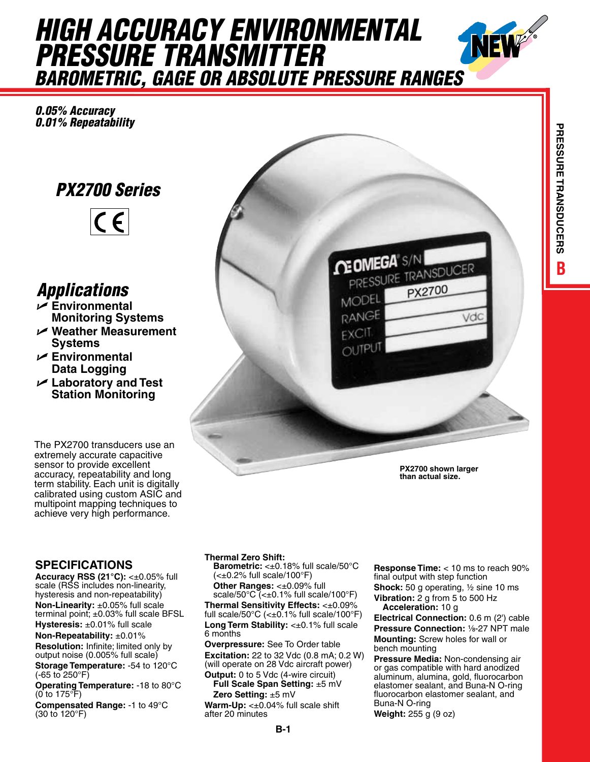# HIGH ACCURACY ENVIRONMENTAL PRESSURE TRANSMITTER

## BAROMETRIC, GAGE OR ABSOLUTE PRESSURE RANGES

***0.05% Accuracy***
***0.01% Repeatability***

## *PX2700 Series*

## *Applications*

- **Environmental Monitoring Systems**
- **Weather Measurement Systems**
- **Environmental Data Logging**
- **Laboratory and Test Station Monitoring**

The PX2700 transducers use an extremely accurate capacitive sensor to provide excellent accuracy, repeatability and long term stability. Each unit is digitally calibrated using custom ASIC and multipoint mapping techniques to achieve very high performance.

**PX2700 shown larger than actual size.**

## SPECIFICATIONS

**Accuracy RSS (21°C):** <±0.05% full scale (RSS includes non-linearity, hysteresis and non-repeatability)
**Non-Linearity:** ±0.05% full scale terminal point; ±0.03% full scale BFSL
**Hysteresis:** ±0.01% full scale
**Non-Repeatability:** ±0.01%
**Resolution:** Infinite; limited only by output noise (0.005% full scale)
**Storage Temperature:** -54 to 120°C (-65 to 250°F)
**Operating Temperature:** -18 to 80°C (0 to 175°F)
**Compensated Range:** -1 to 49°C (30 to 120°F)
**Thermal Zero Shift:**
  **Barometric:** <±0.18% full scale/50°C (<±0.2% full scale/100°F)
  **Other Ranges:** <±0.09% full scale/50°C (<±0.1% full scale/100°F)
**Thermal Sensitivity Effects:** <±0.09% full scale/50°C (<±0.1% full scale/100°F)
**Long Term Stability:** <±0.1% full scale 6 months
**Overpressure:** See To Order table
**Excitation:** 22 to 32 Vdc (0.8 mA; 0.2 W) (will operate on 28 Vdc aircraft power)
**Output:** 0 to 5 Vdc (4-wire circuit)
  **Full Scale Span Setting:** ±5 mV
  **Zero Setting:** ±5 mV
**Warm-Up:** <±0.04% full scale shift after 20 minutes
**Response Time:** < 10 ms to reach 90% final output with step function
**Shock:** 50 g operating, ½ sine 10 ms
**Vibration:** 2 g from 5 to 500 Hz
  **Acceleration:** 10 g
**Electrical Connection:** 0.6 m (2') cable
**Pressure Connection:** ⅛-27 NPT male
**Mounting:** Screw holes for wall or bench mounting
**Pressure Media:** Non-condensing air or gas compatible with hard anodized aluminum, alumina, gold, fluorocarbon elastomer sealant, and Buna-N O-ring fluorocarbon elastomer sealant, and Buna-N O-ring
**Weight:** 255 g (9 oz)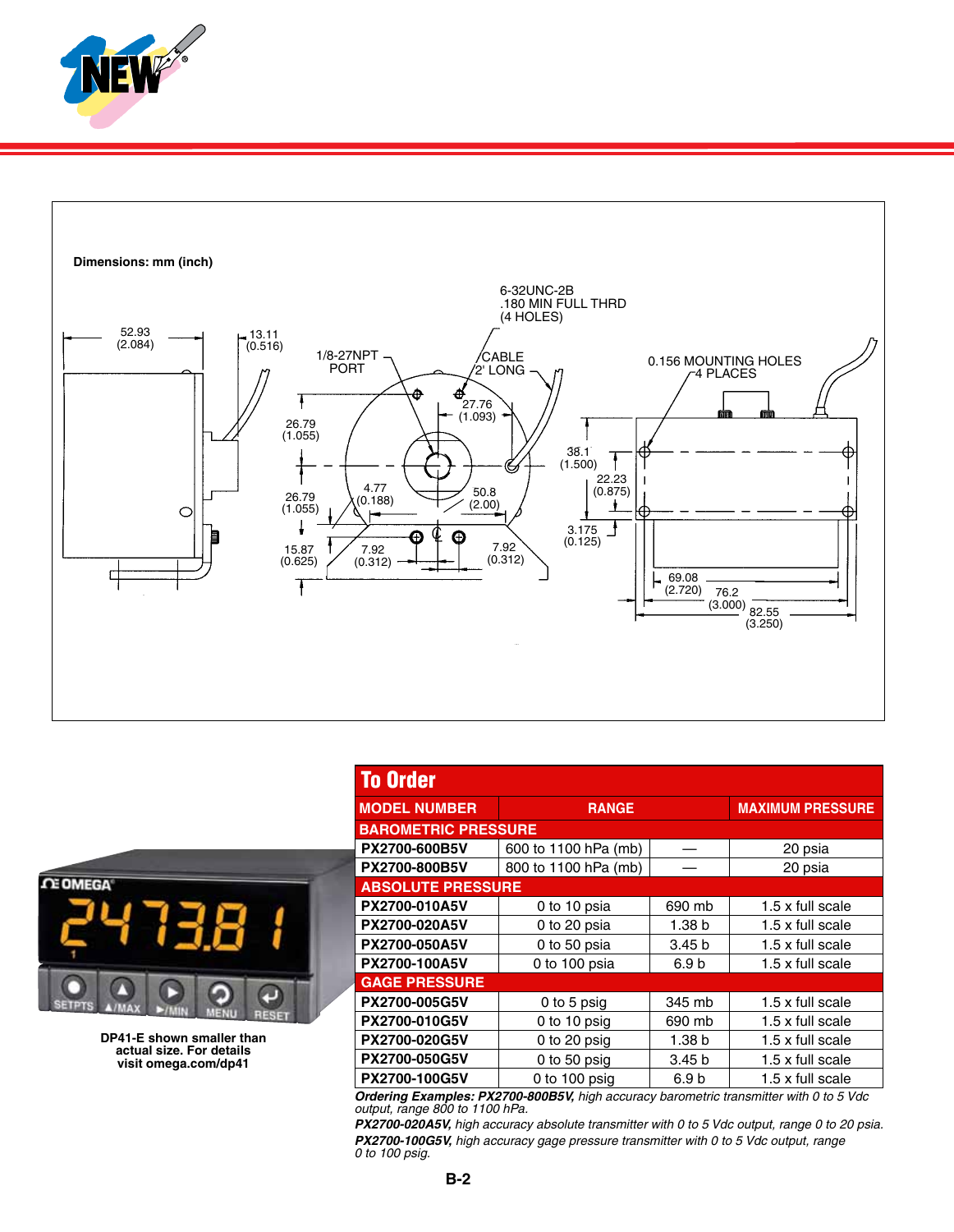Dimensions: mm (inch)

52.93
(2.084)

13.11
(0.516)

1/8-27NPT
PORT

6-32UNC-2B
.180 MIN FULL THRD
(4 HOLES)

CABLE
2' LONG

27.76
(1.093)

26.79
(1.055)

26.79
(1.055)

4.77
(0.188)

50.8
(2.00)

15.87
(0.625)

7.92
(0.312)

7.92
(0.312)

0.156 MOUNTING HOLES
4 PLACES

38.1
(1.500)

22.23
(0.875)

3.175
(0.125)

69.08
(2.720)

76.2
(3.000)

82.55
(3.250)

DP41-E shown smaller than actual size. For details visit omega.com/dp41

## To Order

| MODEL NUMBER | RANGE | | MAXIMUM PRESSURE |
|---|---|---|---|
| **BAROMETRIC PRESSURE** | | | |
| **PX2700-600B5V** | 600 to 1100 hPa (mb) | — | 20 psia |
| **PX2700-800B5V** | 800 to 1100 hPa (mb) | — | 20 psia |
| **ABSOLUTE PRESSURE** | | | |
| **PX2700-010A5V** | 0 to 10 psia | 690 mb | 1.5 x full scale |
| **PX2700-020A5V** | 0 to 20 psia | 1.38 b | 1.5 x full scale |
| **PX2700-050A5V** | 0 to 50 psia | 3.45 b | 1.5 x full scale |
| **PX2700-100A5V** | 0 to 100 psia | 6.9 b | 1.5 x full scale |
| **GAGE PRESSURE** | | | |
| **PX2700-005G5V** | 0 to 5 psig | 345 mb | 1.5 x full scale |
| **PX2700-010G5V** | 0 to 10 psig | 690 mb | 1.5 x full scale |
| **PX2700-020G5V** | 0 to 20 psig | 1.38 b | 1.5 x full scale |
| **PX2700-050G5V** | 0 to 50 psig | 3.45 b | 1.5 x full scale |
| **PX2700-100G5V** | 0 to 100 psig | 6.9 b | 1.5 x full scale |

*Ordering Examples:* ***PX2700-800B5V,*** *high accuracy barometric transmitter with 0 to 5 Vdc output, range 800 to 1100 hPa.*

***PX2700-020A5V,*** *high accuracy absolute transmitter with 0 to 5 Vdc output, range 0 to 20 psia.*

***PX2700-100G5V,*** *high accuracy gage pressure transmitter with 0 to 5 Vdc output, range 0 to 100 psig.*